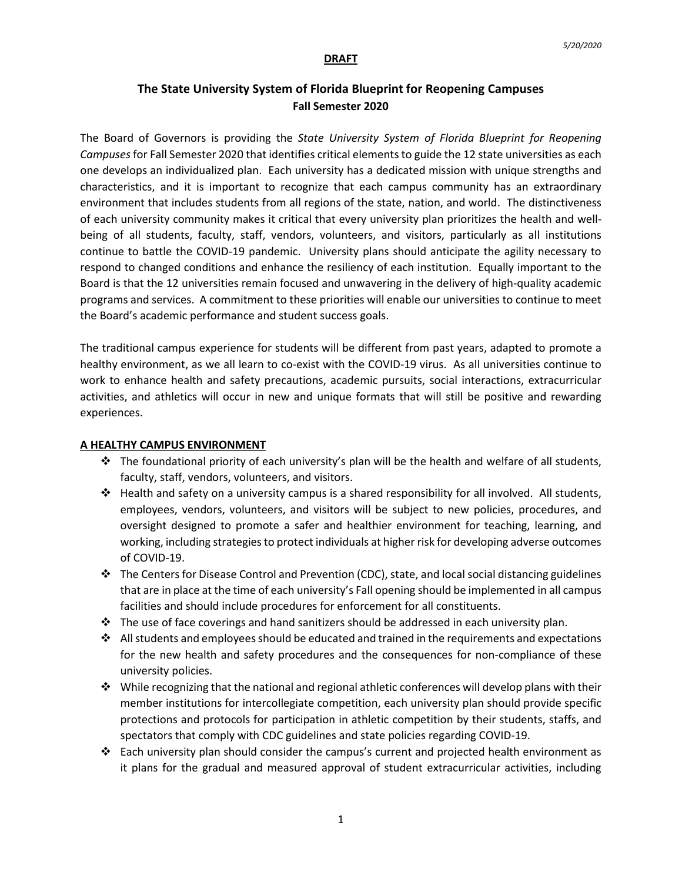5/20/2020

**DRAFT**

## The State University System of Florida Blueprint for Reopening Campuses
### Fall Semester 2020

The Board of Governors is providing the *State University System of Florida Blueprint for Reopening Campuses* for Fall Semester 2020 that identifies critical elements to guide the 12 state universities as each one develops an individualized plan. Each university has a dedicated mission with unique strengths and characteristics, and it is important to recognize that each campus community has an extraordinary environment that includes students from all regions of the state, nation, and world. The distinctiveness of each university community makes it critical that every university plan prioritizes the health and well-being of all students, faculty, staff, vendors, volunteers, and visitors, particularly as all institutions continue to battle the COVID-19 pandemic. University plans should anticipate the agility necessary to respond to changed conditions and enhance the resiliency of each institution. Equally important to the Board is that the 12 universities remain focused and unwavering in the delivery of high-quality academic programs and services. A commitment to these priorities will enable our universities to continue to meet the Board's academic performance and student success goals.

The traditional campus experience for students will be different from past years, adapted to promote a healthy environment, as we all learn to co-exist with the COVID-19 virus. As all universities continue to work to enhance health and safety precautions, academic pursuits, social interactions, extracurricular activities, and athletics will occur in new and unique formats that will still be positive and rewarding experiences.

**A HEALTHY CAMPUS ENVIRONMENT**

- The foundational priority of each university's plan will be the health and welfare of all students, faculty, staff, vendors, volunteers, and visitors.
- Health and safety on a university campus is a shared responsibility for all involved. All students, employees, vendors, volunteers, and visitors will be subject to new policies, procedures, and oversight designed to promote a safer and healthier environment for teaching, learning, and working, including strategies to protect individuals at higher risk for developing adverse outcomes of COVID-19.
- The Centers for Disease Control and Prevention (CDC), state, and local social distancing guidelines that are in place at the time of each university's Fall opening should be implemented in all campus facilities and should include procedures for enforcement for all constituents.
- The use of face coverings and hand sanitizers should be addressed in each university plan.
- All students and employees should be educated and trained in the requirements and expectations for the new health and safety procedures and the consequences for non-compliance of these university policies.
- While recognizing that the national and regional athletic conferences will develop plans with their member institutions for intercollegiate competition, each university plan should provide specific protections and protocols for participation in athletic competition by their students, staffs, and spectators that comply with CDC guidelines and state policies regarding COVID-19.
- Each university plan should consider the campus's current and projected health environment as it plans for the gradual and measured approval of student extracurricular activities, including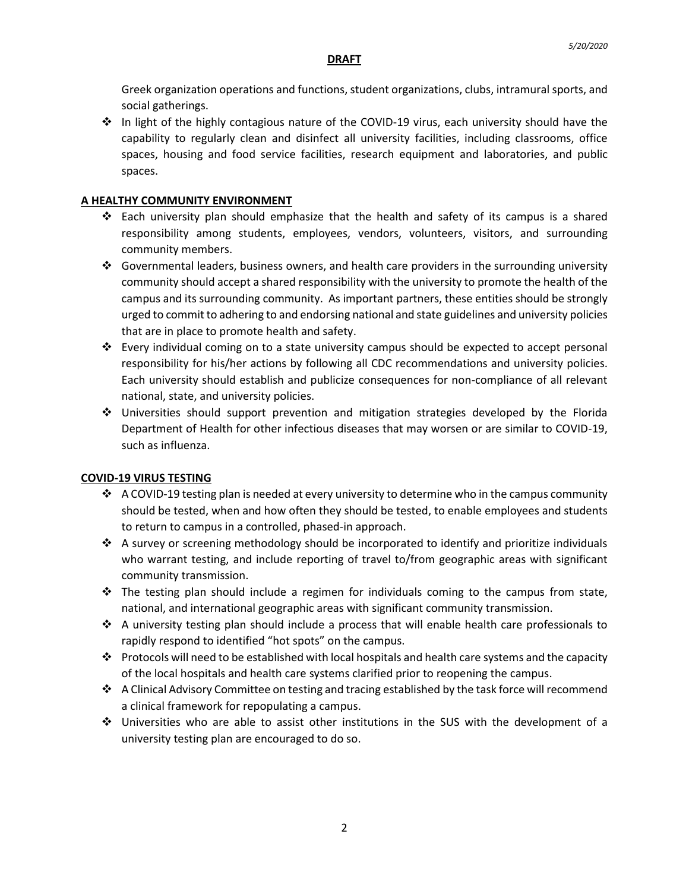Greek organization operations and functions, student organizations, clubs, intramural sports, and social gatherings.

- In light of the highly contagious nature of the COVID-19 virus, each university should have the capability to regularly clean and disinfect all university facilities, including classrooms, office spaces, housing and food service facilities, research equipment and laboratories, and public spaces.

**A HEALTHY COMMUNITY ENVIRONMENT**

- Each university plan should emphasize that the health and safety of its campus is a shared responsibility among students, employees, vendors, volunteers, visitors, and surrounding community members.
- Governmental leaders, business owners, and health care providers in the surrounding university community should accept a shared responsibility with the university to promote the health of the campus and its surrounding community. As important partners, these entities should be strongly urged to commit to adhering to and endorsing national and state guidelines and university policies that are in place to promote health and safety.
- Every individual coming on to a state university campus should be expected to accept personal responsibility for his/her actions by following all CDC recommendations and university policies. Each university should establish and publicize consequences for non-compliance of all relevant national, state, and university policies.
- Universities should support prevention and mitigation strategies developed by the Florida Department of Health for other infectious diseases that may worsen or are similar to COVID-19, such as influenza.

**COVID-19 VIRUS TESTING**

- A COVID-19 testing plan is needed at every university to determine who in the campus community should be tested, when and how often they should be tested, to enable employees and students to return to campus in a controlled, phased-in approach.
- A survey or screening methodology should be incorporated to identify and prioritize individuals who warrant testing, and include reporting of travel to/from geographic areas with significant community transmission.
- The testing plan should include a regimen for individuals coming to the campus from state, national, and international geographic areas with significant community transmission.
- A university testing plan should include a process that will enable health care professionals to rapidly respond to identified "hot spots" on the campus.
- Protocols will need to be established with local hospitals and health care systems and the capacity of the local hospitals and health care systems clarified prior to reopening the campus.
- A Clinical Advisory Committee on testing and tracing established by the task force will recommend a clinical framework for repopulating a campus.
- Universities who are able to assist other institutions in the SUS with the development of a university testing plan are encouraged to do so.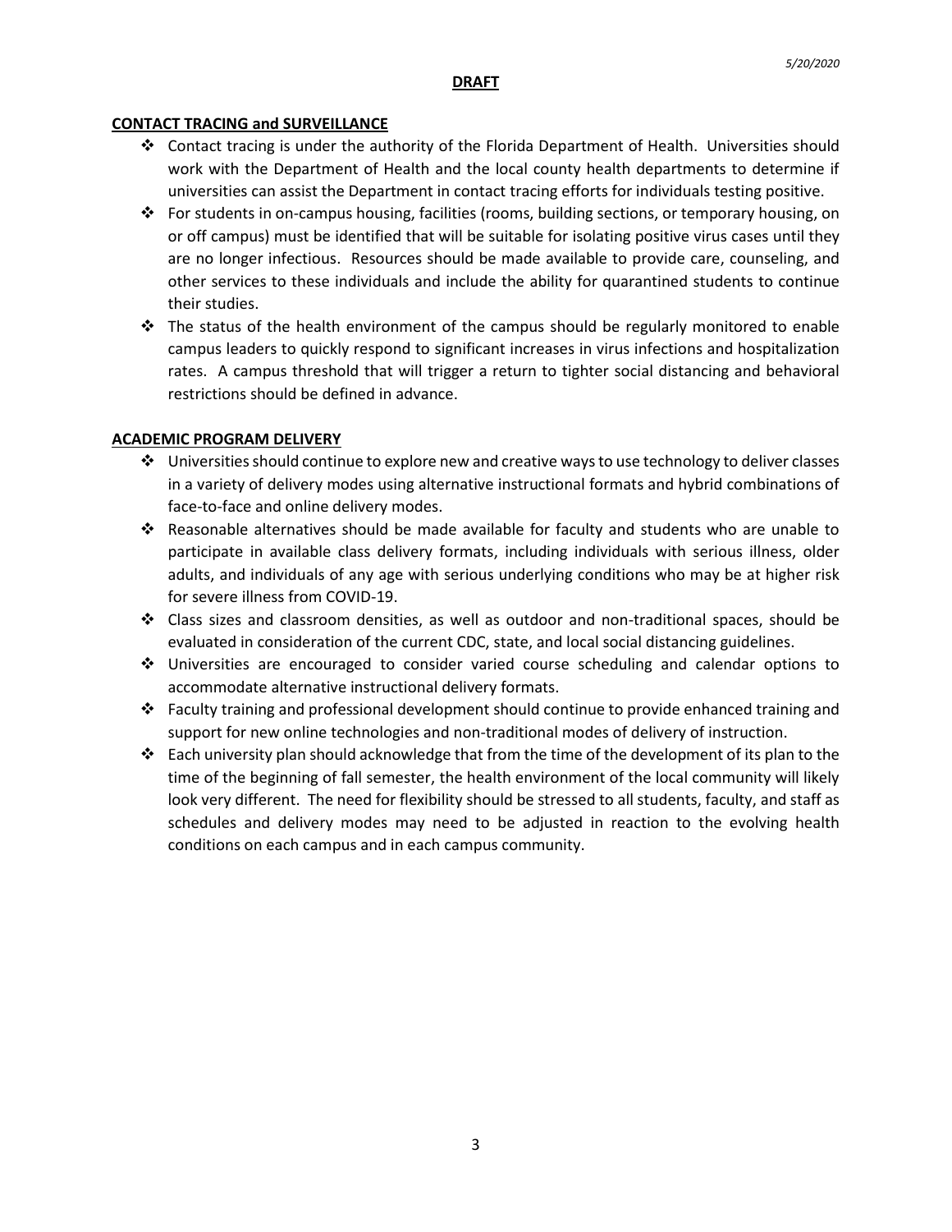**DRAFT**

**CONTACT TRACING and SURVEILLANCE**

- Contact tracing is under the authority of the Florida Department of Health. Universities should work with the Department of Health and the local county health departments to determine if universities can assist the Department in contact tracing efforts for individuals testing positive.
- For students in on-campus housing, facilities (rooms, building sections, or temporary housing, on or off campus) must be identified that will be suitable for isolating positive virus cases until they are no longer infectious. Resources should be made available to provide care, counseling, and other services to these individuals and include the ability for quarantined students to continue their studies.
- The status of the health environment of the campus should be regularly monitored to enable campus leaders to quickly respond to significant increases in virus infections and hospitalization rates. A campus threshold that will trigger a return to tighter social distancing and behavioral restrictions should be defined in advance.

**ACADEMIC PROGRAM DELIVERY**

- Universities should continue to explore new and creative ways to use technology to deliver classes in a variety of delivery modes using alternative instructional formats and hybrid combinations of face-to-face and online delivery modes.
- Reasonable alternatives should be made available for faculty and students who are unable to participate in available class delivery formats, including individuals with serious illness, older adults, and individuals of any age with serious underlying conditions who may be at higher risk for severe illness from COVID-19.
- Class sizes and classroom densities, as well as outdoor and non-traditional spaces, should be evaluated in consideration of the current CDC, state, and local social distancing guidelines.
- Universities are encouraged to consider varied course scheduling and calendar options to accommodate alternative instructional delivery formats.
- Faculty training and professional development should continue to provide enhanced training and support for new online technologies and non-traditional modes of delivery of instruction.
- Each university plan should acknowledge that from the time of the development of its plan to the time of the beginning of fall semester, the health environment of the local community will likely look very different. The need for flexibility should be stressed to all students, faculty, and staff as schedules and delivery modes may need to be adjusted in reaction to the evolving health conditions on each campus and in each campus community.